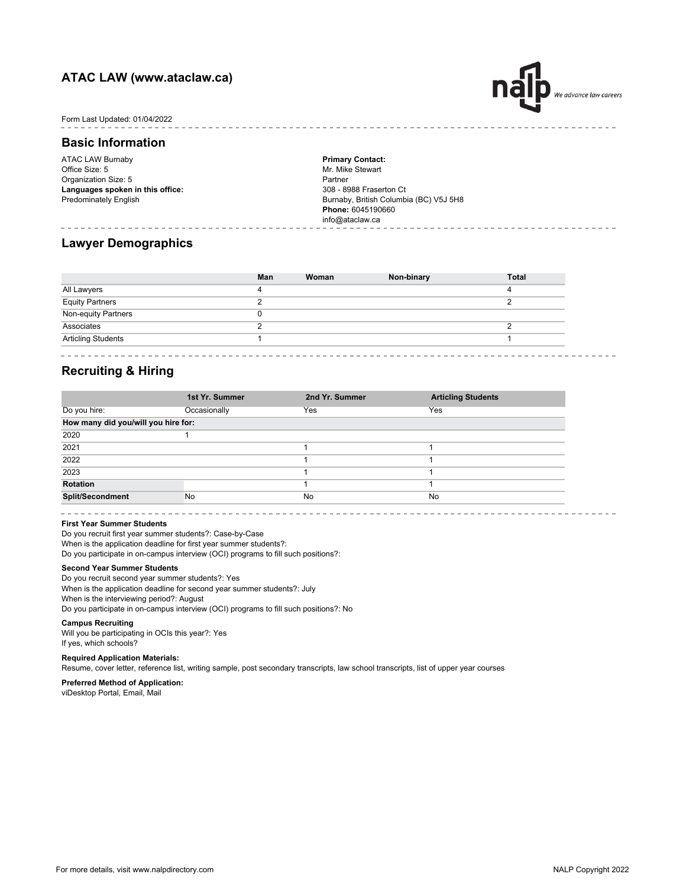# ATAC LAW (www.ataclaw.ca)

Form Last Updated: 01/04/2022

## Basic Information

ATAC LAW Burnaby
Office Size: 5
Organization Size: 5
**Languages spoken in this office:**
Predominately English

**Primary Contact:**
Mr. Mike Stewart
Partner
308 - 8988 Fraserton Ct
Burnaby, British Columbia (BC) V5J 5H8
**Phone:** 6045190660
info@ataclaw.ca

## Lawyer Demographics

| | Man | Woman | Non-binary | Total |
|---|---|---|---|---|
| All Lawyers | 4 | | | 4 |
| Equity Partners | 2 | | | 2 |
| Non-equity Partners | 0 | | | |
| Associates | 2 | | | 2 |
| Articling Students | 1 | | | 1 |

## Recruiting & Hiring

| | 1st Yr. Summer | 2nd Yr. Summer | Articling Students |
|---|---|---|---|
| Do you hire: | Occasionally | Yes | Yes |
| **How many did you/will you hire for:** | | | |
| 2020 | 1 | | |
| 2021 | | 1 | 1 |
| 2022 | | 1 | 1 |
| 2023 | | 1 | 1 |
| **Rotation** | | 1 | 1 |
| **Split/Secondment** | No | No | No |

**First Year Summer Students**

Do you recruit first year summer students?: Case-by-Case
When is the application deadline for first year summer students?:
Do you participate in on-campus interview (OCI) programs to fill such positions?:

**Second Year Summer Students**

Do you recruit second year summer students?: Yes
When is the application deadline for second year summer students?: July
When is the interviewing period?: August
Do you participate in on-campus interview (OCI) programs to fill such positions?: No

**Campus Recruiting**

Will you be participating in OCIs this year?: Yes
If yes, which schools?

**Required Application Materials:**

Resume, cover letter, reference list, writing sample, post secondary transcripts, law school transcripts, list of upper year courses

**Preferred Method of Application:**

viDesktop Portal, Email, Mail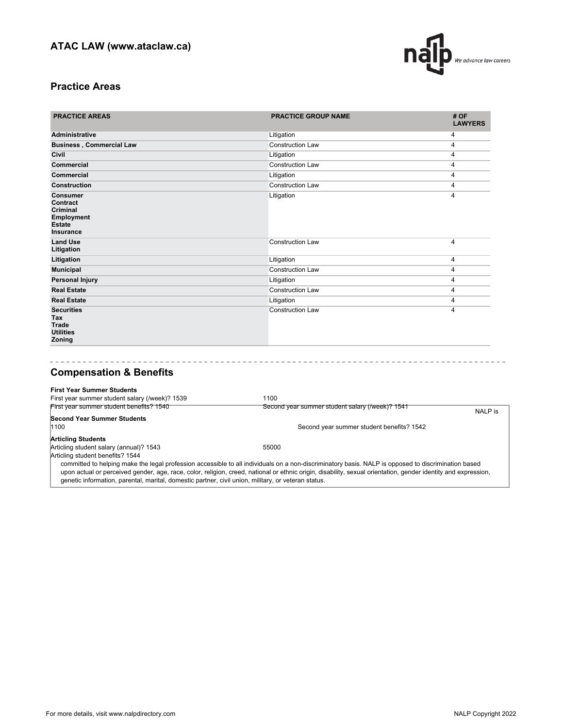## ATAC LAW (www.ataclaw.ca)

### Practice Areas

| PRACTICE AREAS | PRACTICE GROUP NAME | # OF LAWYERS |
|---|---|---|
| **Administrative** | Litigation | 4 |
| **Business , Commercial Law** | Construction Law | 4 |
| **Civil** | Litigation | 4 |
| **Commercial** | Construction Law | 4 |
| **Commercial** | Litigation | 4 |
| **Construction** | Construction Law | 4 |
| **Consumer Contract Criminal Employment Estate Insurance** | Litigation | 4 |
| **Land Use Litigation** | Construction Law | 4 |
| **Litigation** | Litigation | 4 |
| **Municipal** | Construction Law | 4 |
| **Personal Injury** | Litigation | 4 |
| **Real Estate** | Construction Law | 4 |
| **Real Estate** | Litigation | 4 |
| **Securities Tax Trade Utilities Zoning** | Construction Law | 4 |

### Compensation & Benefits

**First Year Summer Students**

First year summer student salary (/week)? 1539 1100

First year summer student benefits? 1540

**Second Year Summer Students**

Second year summer student salary (/week)? 1541 1100

Second year summer student benefits? 1542

**Articling Students**

Articling student salary (annual)? 1543 55000

Articling student benefits? 1544

NALP is committed to helping make the legal profession accessible to all individuals on a non-discriminatory basis. NALP is opposed to discrimination based upon actual or perceived gender, age, race, color, religion, creed, national or ethnic origin, disability, sexual orientation, gender identity and expression, genetic information, parental, marital, domestic partner, civil union, military, or veteran status.

For more details, visit www.nalpdirectory.com